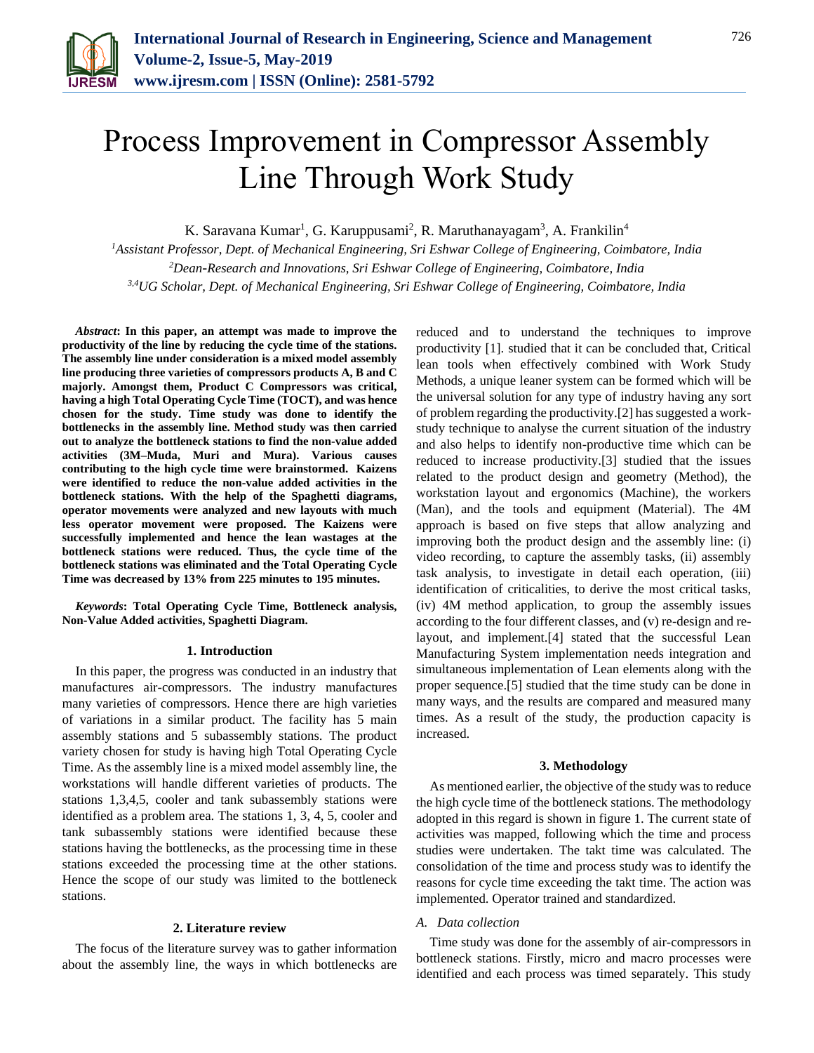# Process Improvement in Compressor Assembly Line Through Work Study

K. Saravana Kumar[1], G. Karuppusami[2], R. Maruthanayagam[3], A. Frankilin[4]

[1]*Assistant Professor, Dept. of Mechanical Engineering, Sri Eshwar College of Engineering, Coimbatore, India*
[2]*Dean-Research and Innovations, Sri Eshwar College of Engineering, Coimbatore, India*
[3,4]*UG Scholar, Dept. of Mechanical Engineering, Sri Eshwar College of Engineering, Coimbatore, India*

***Abstract*: In this paper, an attempt was made to improve the productivity of the line by reducing the cycle time of the stations. The assembly line under consideration is a mixed model assembly line producing three varieties of compressors products A, B and C majorly. Amongst them, Product C Compressors was critical, having a high Total Operating Cycle Time (TOCT), and was hence chosen for the study. Time study was done to identify the bottlenecks in the assembly line. Method study was then carried out to analyze the bottleneck stations to find the non-value added activities (3M–Muda, Muri and Mura). Various causes contributing to the high cycle time were brainstormed. Kaizens were identified to reduce the non-value added activities in the bottleneck stations. With the help of the Spaghetti diagrams, operator movements were analyzed and new layouts with much less operator movement were proposed. The Kaizens were successfully implemented and hence the lean wastages at the bottleneck stations were reduced. Thus, the cycle time of the bottleneck stations was eliminated and the Total Operating Cycle Time was decreased by 13% from 225 minutes to 195 minutes.**

***Keywords*: Total Operating Cycle Time, Bottleneck analysis, Non-Value Added activities, Spaghetti Diagram.**

## 1. Introduction

In this paper, the progress was conducted in an industry that manufactures air-compressors. The industry manufactures many varieties of compressors. Hence there are high varieties of variations in a similar product. The facility has 5 main assembly stations and 5 subassembly stations. The product variety chosen for study is having high Total Operating Cycle Time. As the assembly line is a mixed model assembly line, the workstations will handle different varieties of products. The stations 1,3,4,5, cooler and tank subassembly stations were identified as a problem area. The stations 1, 3, 4, 5, cooler and tank subassembly stations were identified because these stations having the bottlenecks, as the processing time in these stations exceeded the processing time at the other stations. Hence the scope of our study was limited to the bottleneck stations.

## 2. Literature review

The focus of the literature survey was to gather information about the assembly line, the ways in which bottlenecks are reduced and to understand the techniques to improve productivity [1]. studied that it can be concluded that, Critical lean tools when effectively combined with Work Study Methods, a unique leaner system can be formed which will be the universal solution for any type of industry having any sort of problem regarding the productivity.[2] has suggested a work-study technique to analyse the current situation of the industry and also helps to identify non-productive time which can be reduced to increase productivity.[3] studied that the issues related to the product design and geometry (Method), the workstation layout and ergonomics (Machine), the workers (Man), and the tools and equipment (Material). The 4M approach is based on five steps that allow analyzing and improving both the product design and the assembly line: (i) video recording, to capture the assembly tasks, (ii) assembly task analysis, to investigate in detail each operation, (iii) identification of criticalities, to derive the most critical tasks, (iv) 4M method application, to group the assembly issues according to the four different classes, and (v) re-design and re-layout, and implement.[4] stated that the successful Lean Manufacturing System implementation needs integration and simultaneous implementation of Lean elements along with the proper sequence.[5] studied that the time study can be done in many ways, and the results are compared and measured many times. As a result of the study, the production capacity is increased.

## 3. Methodology

As mentioned earlier, the objective of the study was to reduce the high cycle time of the bottleneck stations. The methodology adopted in this regard is shown in figure 1. The current state of activities was mapped, following which the time and process studies were undertaken. The takt time was calculated. The consolidation of the time and process study was to identify the reasons for cycle time exceeding the takt time. The action was implemented. Operator trained and standardized.

### *A. Data collection*

Time study was done for the assembly of air-compressors in bottleneck stations. Firstly, micro and macro processes were identified and each process was timed separately. This study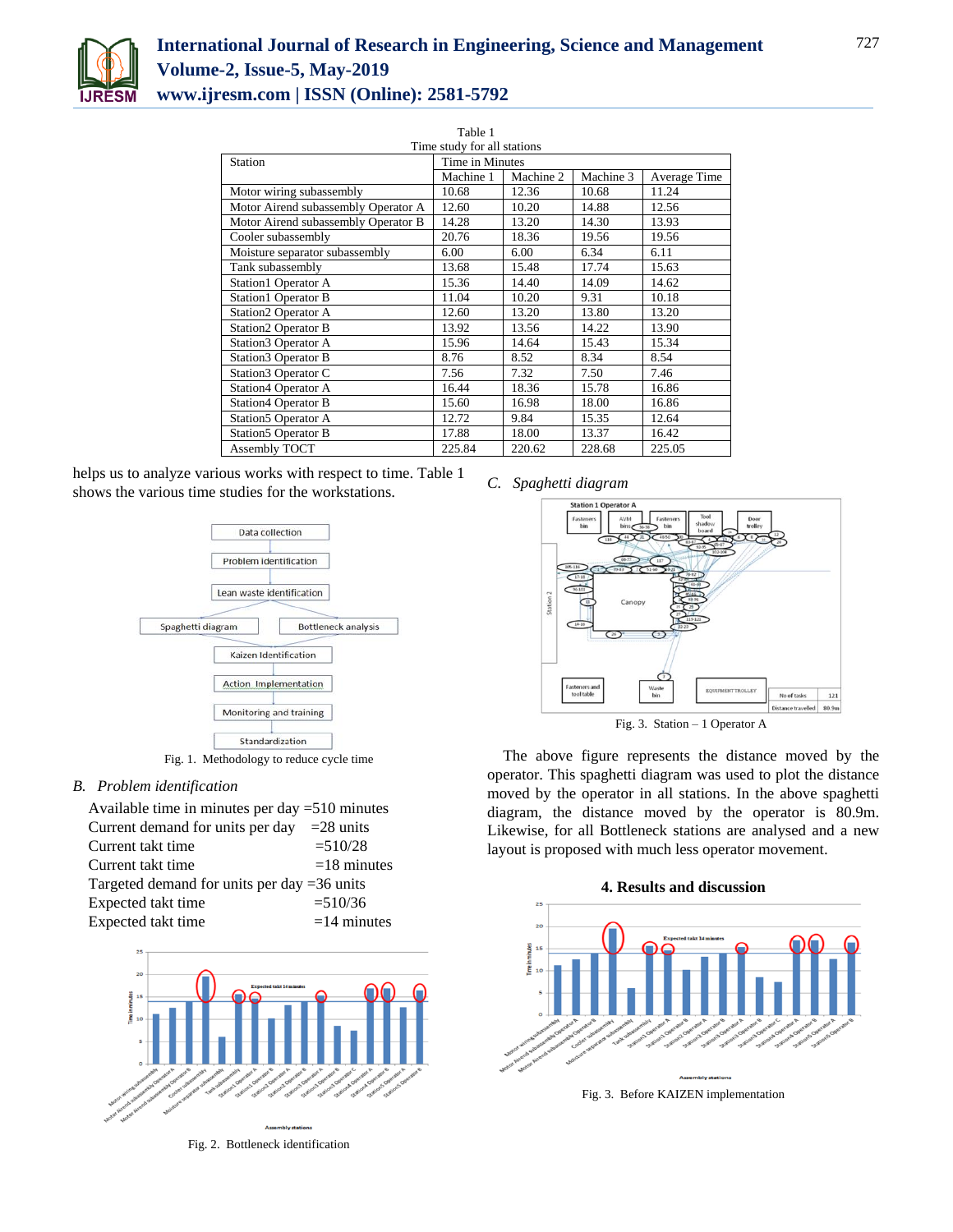Table 1
Time study for all stations

| Station | Time in Minutes | | | |
|---|---|---|---|---|
| | Machine 1 | Machine 2 | Machine 3 | Average Time |
| Motor wiring subassembly | 10.68 | 12.36 | 10.68 | 11.24 |
| Motor Airend subassembly Operator A | 12.60 | 10.20 | 14.88 | 12.56 |
| Motor Airend subassembly Operator B | 14.28 | 13.20 | 14.30 | 13.93 |
| Cooler subassembly | 20.76 | 18.36 | 19.56 | 19.56 |
| Moisture separator subassembly | 6.00 | 6.00 | 6.34 | 6.11 |
| Tank subassembly | 13.68 | 15.48 | 17.74 | 15.63 |
| Station1 Operator A | 15.36 | 14.40 | 14.09 | 14.62 |
| Station1 Operator B | 11.04 | 10.20 | 9.31 | 10.18 |
| Station2 Operator A | 12.60 | 13.20 | 13.80 | 13.20 |
| Station2 Operator B | 13.92 | 13.56 | 14.22 | 13.90 |
| Station3 Operator A | 15.96 | 14.64 | 15.43 | 15.34 |
| Station3 Operator B | 8.76 | 8.52 | 8.34 | 8.54 |
| Station3 Operator C | 7.56 | 7.32 | 7.50 | 7.46 |
| Station4 Operator A | 16.44 | 18.36 | 15.78 | 16.86 |
| Station4 Operator B | 15.60 | 16.98 | 18.00 | 16.86 |
| Station5 Operator A | 12.72 | 9.84 | 15.35 | 12.64 |
| Station5 Operator B | 17.88 | 18.00 | 13.37 | 16.42 |
| Assembly TOCT | 225.84 | 220.62 | 228.68 | 225.05 |

helps us to analyze various works with respect to time. Table 1 shows the various time studies for the workstations.

Fig. 1. Methodology to reduce cycle time

### *B. Problem identification*

Available time in minutes per day =510 minutes
Current demand for units per day =28 units
Current takt time =510/28
Current takt time =18 minutes
Targeted demand for units per day =36 units
Expected takt time =510/36
Expected takt time =14 minutes

Fig. 2. Bottleneck identification

### *C. Spaghetti diagram*

Fig. 3. Station – 1 Operator A

The above figure represents the distance moved by the operator. This spaghetti diagram was used to plot the distance moved by the operator in all stations. In the above spaghetti diagram, the distance moved by the operator is 80.9m. Likewise, for all Bottleneck stations are analysed and a new layout is proposed with much less operator movement.

## 4. Results and discussion

Fig. 3. Before KAIZEN implementation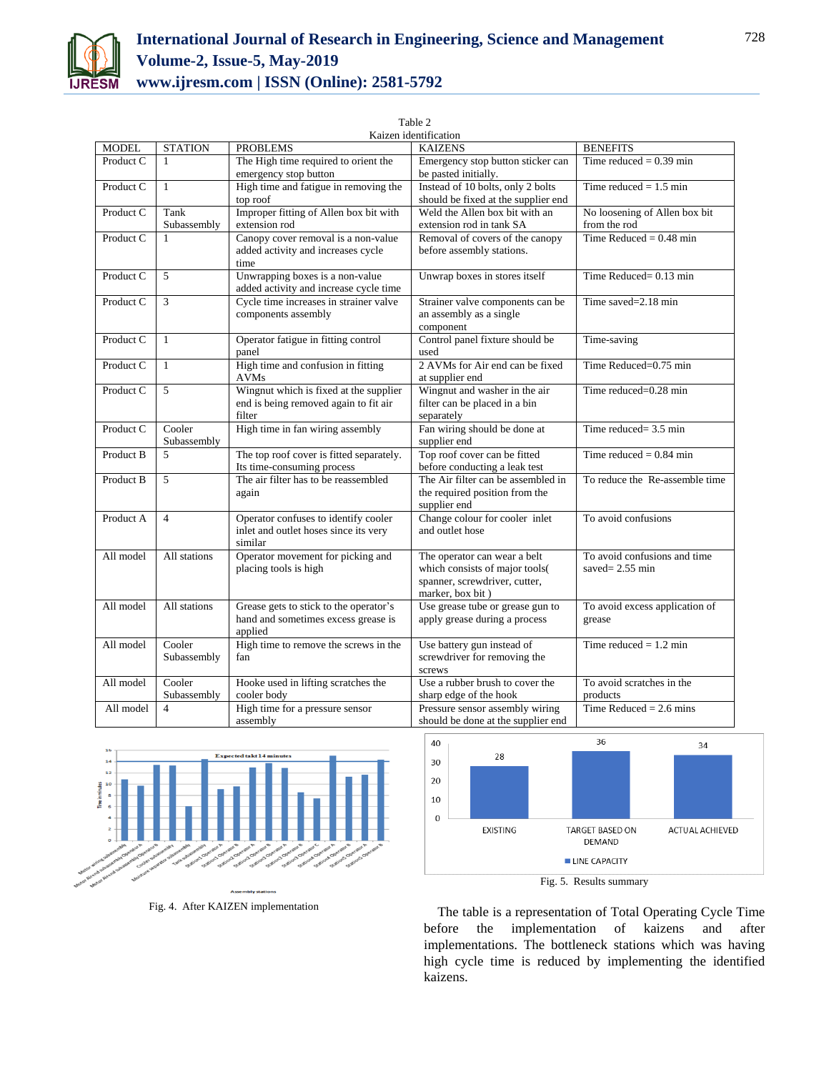Table 2
Kaizen identification

| MODEL | STATION | PROBLEMS | KAIZENS | BENEFITS |
|---|---|---|---|---|
| Product C | 1 | The High time required to orient the emergency stop button | Emergency stop button sticker can be pasted initially. | Time reduced = 0.39 min |
| Product C | 1 | High time and fatigue in removing the top roof | Instead of 10 bolts, only 2 bolts should be fixed at the supplier end | Time reduced = 1.5 min |
| Product C | Tank Subassembly | Improper fitting of Allen box bit with extension rod | Weld the Allen box bit with an extension rod in tank SA | No loosening of Allen box bit from the rod |
| Product C | 1 | Canopy cover removal is a non-value added activity and increases cycle time | Removal of covers of the canopy before assembly stations. | Time Reduced = 0.48 min |
| Product C | 5 | Unwrapping boxes is a non-value added activity and increase cycle time | Unwrap boxes in stores itself | Time Reduced= 0.13 min |
| Product C | 3 | Cycle time increases in strainer valve components assembly | Strainer valve components can be an assembly as a single component | Time saved=2.18 min |
| Product C | 1 | Operator fatigue in fitting control panel | Control panel fixture should be used | Time-saving |
| Product C | 1 | High time and confusion in fitting AVMs | 2 AVMs for Air end can be fixed at supplier end | Time Reduced=0.75 min |
| Product C | 5 | Wingnut which is fixed at the supplier end is being removed again to fit air filter | Wingnut and washer in the air filter can be placed in a bin separately | Time reduced=0.28 min |
| Product C | Cooler Subassembly | High time in fan wiring assembly | Fan wiring should be done at supplier end | Time reduced= 3.5 min |
| Product B | 5 | The top roof cover is fitted separately. Its time-consuming process | Top roof cover can be fitted before conducting a leak test | Time reduced = 0.84 min |
| Product B | 5 | The air filter has to be reassembled again | The Air filter can be assembled in the required position from the supplier end | To reduce the Re-assemble time |
| Product A | 4 | Operator confuses to identify cooler inlet and outlet hoses since its very similar | Change colour for cooler inlet and outlet hose | To avoid confusions |
| All model | All stations | Operator movement for picking and placing tools is high | The operator can wear a belt which consists of major tools( spanner, screwdriver, cutter, marker, box bit ) | To avoid confusions and time saved= 2.55 min |
| All model | All stations | Grease gets to stick to the operator's hand and sometimes excess grease is applied | Use grease tube or grease gun to apply grease during a process | To avoid excess application of grease |
| All model | Cooler Subassembly | High time to remove the screws in the fan | Use battery gun instead of screwdriver for removing the screws | Time reduced = 1.2 min |
| All model | Cooler Subassembly | Hooke used in lifting scratches the cooler body | Use a rubber brush to cover the sharp edge of the hook | To avoid scratches in the products |
| All model | 4 | High time for a pressure sensor assembly | Pressure sensor assembly wiring should be done at the supplier end | Time Reduced = 2.6 mins |

Fig. 4. After KAIZEN implementation

Fig. 5. Results summary

The table is a representation of Total Operating Cycle Time before the implementation of kaizens and after implementations. The bottleneck stations which was having high cycle time is reduced by implementing the identified kaizens.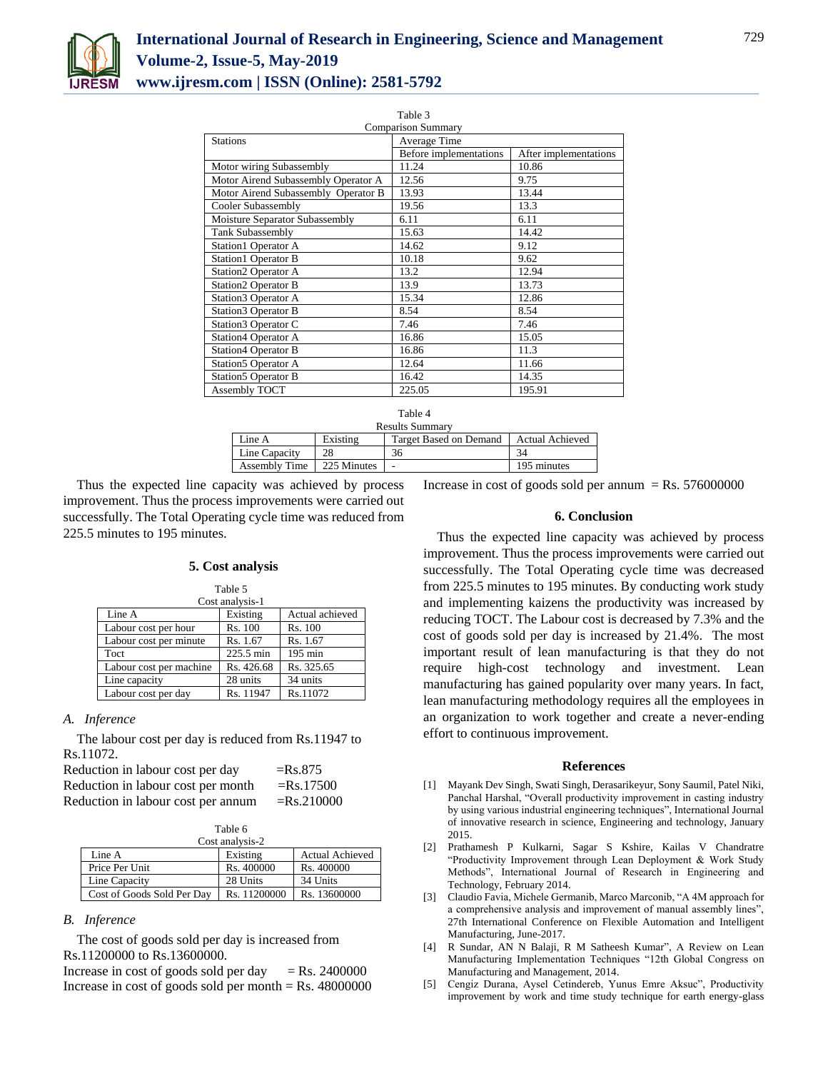Table 3
Comparison Summary

| Stations | Average Time | |
|---|---|---|
| | Before implementations | After implementations |
| Motor wiring Subassembly | 11.24 | 10.86 |
| Motor Airend Subassembly Operator A | 12.56 | 9.75 |
| Motor Airend Subassembly Operator B | 13.93 | 13.44 |
| Cooler Subassembly | 19.56 | 13.3 |
| Moisture Separator Subassembly | 6.11 | 6.11 |
| Tank Subassembly | 15.63 | 14.42 |
| Station1 Operator A | 14.62 | 9.12 |
| Station1 Operator B | 10.18 | 9.62 |
| Station2 Operator A | 13.2 | 12.94 |
| Station2 Operator B | 13.9 | 13.73 |
| Station3 Operator A | 15.34 | 12.86 |
| Station3 Operator B | 8.54 | 8.54 |
| Station3 Operator C | 7.46 | 7.46 |
| Station4 Operator A | 16.86 | 15.05 |
| Station4 Operator B | 16.86 | 11.3 |
| Station5 Operator A | 12.64 | 11.66 |
| Station5 Operator B | 16.42 | 14.35 |
| Assembly TOCT | 225.05 | 195.91 |

Table 4
Results Summary

| Line A | Existing | Target Based on Demand | Actual Achieved |
|---|---|---|---|
| Line Capacity | 28 | 36 | 34 |
| Assembly Time | 225 Minutes | - | 195 minutes |

Thus the expected line capacity was achieved by process improvement. Thus the process improvements were carried out successfully. The Total Operating cycle time was reduced from 225.5 minutes to 195 minutes.

## 5. Cost analysis

Table 5
Cost analysis-1

| Line A | Existing | Actual achieved |
|---|---|---|
| Labour cost per hour | Rs. 100 | Rs. 100 |
| Labour cost per minute | Rs. 1.67 | Rs. 1.67 |
| Toct | 225.5 min | 195 min |
| Labour cost per machine | Rs. 426.68 | Rs. 325.65 |
| Line capacity | 28 units | 34 units |
| Labour cost per day | Rs. 11947 | Rs.11072 |

### *A. Inference*

The labour cost per day is reduced from Rs.11947 to Rs.11072.

Reduction in labour cost per day =Rs.875
Reduction in labour cost per month =Rs.17500
Reduction in labour cost per annum =Rs.210000

Table 6
Cost analysis-2

| Line A | Existing | Actual Achieved |
|---|---|---|
| Price Per Unit | Rs. 400000 | Rs. 400000 |
| Line Capacity | 28 Units | 34 Units |
| Cost of Goods Sold Per Day | Rs. 11200000 | Rs. 13600000 |

### *B. Inference*

The cost of goods sold per day is increased from Rs.11200000 to Rs.13600000.

Increase in cost of goods sold per day = Rs. 2400000
Increase in cost of goods sold per month = Rs. 48000000
Increase in cost of goods sold per annum = Rs. 576000000

## 6. Conclusion

Thus the expected line capacity was achieved by process improvement. Thus the process improvements were carried out successfully. The Total Operating cycle time was decreased from 225.5 minutes to 195 minutes. By conducting work study and implementing kaizens the productivity was increased by reducing TOCT. The Labour cost is decreased by 7.3% and the cost of goods sold per day is increased by 21.4%. The most important result of lean manufacturing is that they do not require high-cost technology and investment. Lean manufacturing has gained popularity over many years. In fact, lean manufacturing methodology requires all the employees in an organization to work together and create a never-ending effort to continuous improvement.

## References

[1] Mayank Dev Singh, Swati Singh, Derasarikeyur, Sony Saumil, Patel Niki, Panchal Harshal, "Overall productivity improvement in casting industry by using various industrial engineering techniques", International Journal of innovative research in science, Engineering and technology, January 2015.

[2] Prathamesh P Kulkarni, Sagar S Kshire, Kailas V Chandratre "Productivity Improvement through Lean Deployment & Work Study Methods", International Journal of Research in Engineering and Technology, February 2014.

[3] Claudio Favia, Michele Germanib, Marco Marconib, "A 4M approach for a comprehensive analysis and improvement of manual assembly lines", 27th International Conference on Flexible Automation and Intelligent Manufacturing, June-2017.

[4] R Sundar, AN N Balaji, R M Satheesh Kumar", A Review on Lean Manufacturing Implementation Techniques "12th Global Congress on Manufacturing and Management, 2014.

[5] Cengiz Durana, Aysel Cetindereb, Yunus Emre Aksuc", Productivity improvement by work and time study technique for earth energy-glass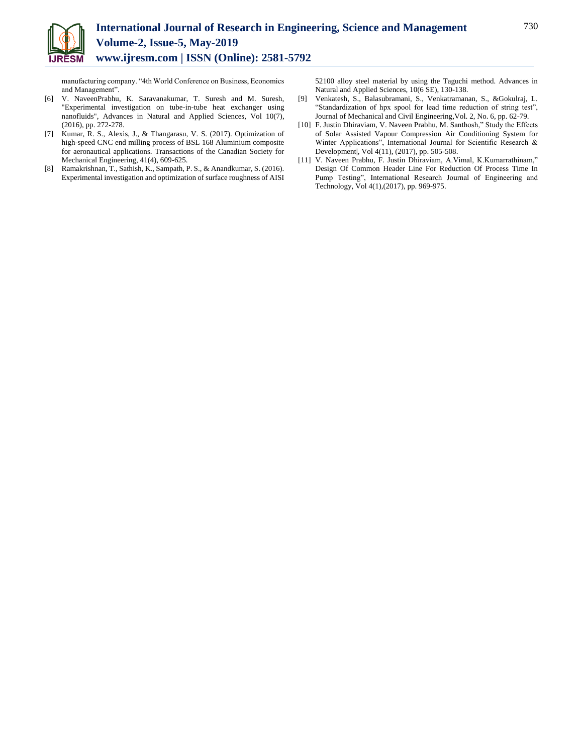manufacturing company. "4th World Conference on Business, Economics and Management".

[6] V. NaveenPrabhu, K. Saravanakumar, T. Suresh and M. Suresh, "Experimental investigation on tube-in-tube heat exchanger using nanofluids", Advances in Natural and Applied Sciences, Vol 10(7), (2016), pp. 272-278.

[7] Kumar, R. S., Alexis, J., & Thangarasu, V. S. (2017). Optimization of high-speed CNC end milling process of BSL 168 Aluminium composite for aeronautical applications. Transactions of the Canadian Society for Mechanical Engineering, 41(4), 609-625.

[8] Ramakrishnan, T., Sathish, K., Sampath, P. S., & Anandkumar, S. (2016). Experimental investigation and optimization of surface roughness of AISI 52100 alloy steel material by using the Taguchi method. Advances in Natural and Applied Sciences, 10(6 SE), 130-138.

[9] Venkatesh, S., Balasubramani, S., Venkatramanan, S., &Gokulraj, L. "Standardization of hpx spool for lead time reduction of string test", Journal of Mechanical and Civil Engineering,Vol. 2, No. 6, pp. 62-79.

[10] F. Justin Dhiraviam, V. Naveen Prabhu, M. Santhosh," Study the Effects of Solar Assisted Vapour Compression Air Conditioning System for Winter Applications", International Journal for Scientific Research & Development|, Vol 4(11), (2017), pp. 505-508.

[11] V. Naveen Prabhu, F. Justin Dhiraviam, A.Vimal, K.Kumarrathinam," Design Of Common Header Line For Reduction Of Process Time In Pump Testing", International Research Journal of Engineering and Technology, Vol 4(1),(2017), pp. 969-975.